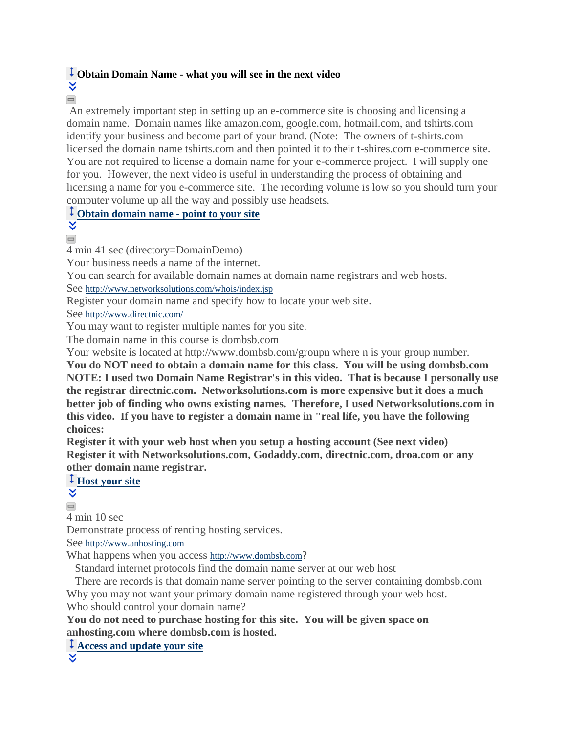### Obtain Domain Name - what you will see in the next video

An extremely important step in setting up an e-commerce site is choosing and licensing a domain name. Domain names like amazon.com, google.com, hotmail.com, and tshirts.com identify your business and become part of your brand. (Note: The owners of t-shirts.com licensed the domain name tshirts.com and then pointed it to their t-shires.com e-commerce site. You are not required to license a domain name for your e-commerce project. I will supply one for you. However, the next video is useful in understanding the process of obtaining and licensing a name for you e-commerce site. The recording volume is low so you should turn your computer volume up all the way and possibly use headsets.

### Obtain domain name - point to your site

4 min 41 sec (directory=DomainDemo)

Your business needs a name of the internet.

You can search for available domain names at domain name registrars and web hosts.

See http://www.networksolutions.com/whois/index.jsp

Register your domain name and specify how to locate your web site.

See http://www.directnic.com/

You may want to register multiple names for you site.

The domain name in this course is dombsb.com

Your website is located at http://www.dombsb.com/groupn where n is your group number.

**You do NOT need to obtain a domain name for this class. You will be using dombsb.com**

**NOTE: I used two Domain Name Registrar's in this video. That is because I personally use the registrar directnic.com. Networksolutions.com is more expensive but it does a much better job of finding who owns existing names. Therefore, I used Networksolutions.com in this video. If you have to register a domain name in "real life, you have the following choices:**

**Register it with your web host when you setup a hosting account (See next video)**

**Register it with Networksolutions.com, Godaddy.com, directnic.com, droa.com or any other domain name registrar.**

### Host your site

4 min 10 sec

Demonstrate process of renting hosting services.

See http://www.anhosting.com

What happens when you access http://www.dombsb.com?

Standard internet protocols find the domain name server at our web host

There are records is that domain name server pointing to the server containing dombsb.com

Why you may not want your primary domain name registered through your web host.

Who should control your domain name?

**You do not need to purchase hosting for this site. You will be given space on anhosting.com where dombsb.com is hosted.**

### Access and update your site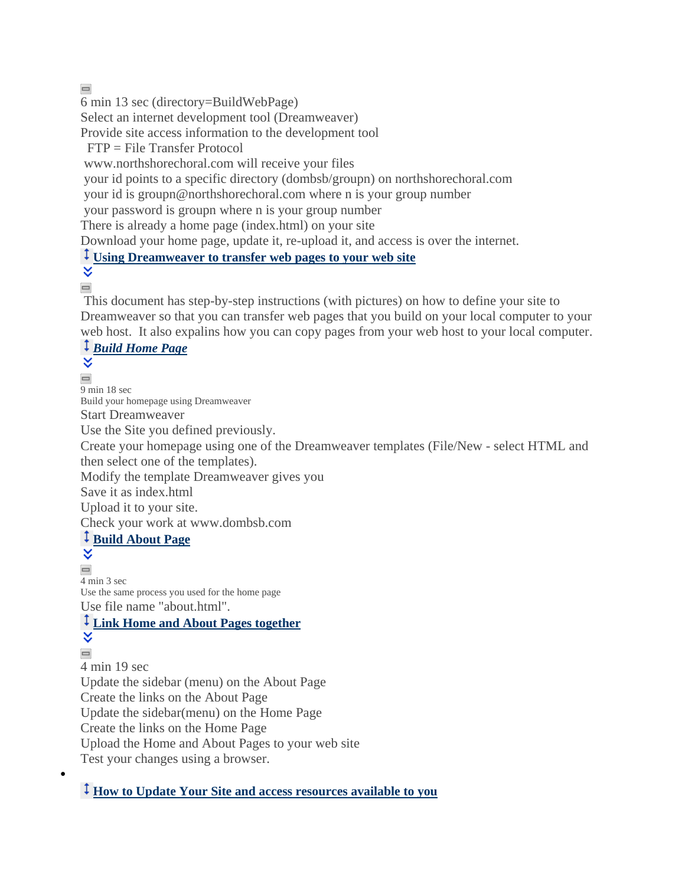6 min 13 sec (directory=BuildWebPage)

Select an internet development tool (Dreamweaver)

Provide site access information to the development tool

  FTP = File Transfer Protocol

 www.northshorechoral.com will receive your files

 your id points to a specific directory (dombsb/groupn) on northshorechoral.com

 your id is groupn@northshorechoral.com where n is your group number

 your password is groupn where n is your group number

There is already a home page (index.html) on your site

Download your home page, update it, re-upload it, and access is over the internet.

**Using Dreamweaver to transfer web pages to your web site**

 This document has step-by-step instructions (with pictures) on how to define your site to Dreamweaver so that you can transfer web pages that you build on your local computer to your web host.  It also expalins how you can copy pages from your web host to your local computer.

***Build Home Page***

9 min 18 sec

Build your homepage using Dreamweaver

Start Dreamweaver

Use the Site you defined previously.

Create your homepage using one of the Dreamweaver templates (File/New - select HTML and then select one of the templates).

Modify the template Dreamweaver gives you

Save it as index.html

Upload it to your site.

Check your work at www.dombsb.com

**Build About Page**

4 min 3 sec

Use the same process you used for the home page

Use file name "about.html".

**Link Home and About Pages together**

4 min 19 sec

Update the sidebar (menu) on the About Page

Create the links on the About Page

Update the sidebar(menu) on the Home Page

Create the links on the Home Page

Upload the Home and About Pages to your web site

Test your changes using a browser.

- **How to Update Your Site and access resources available to you**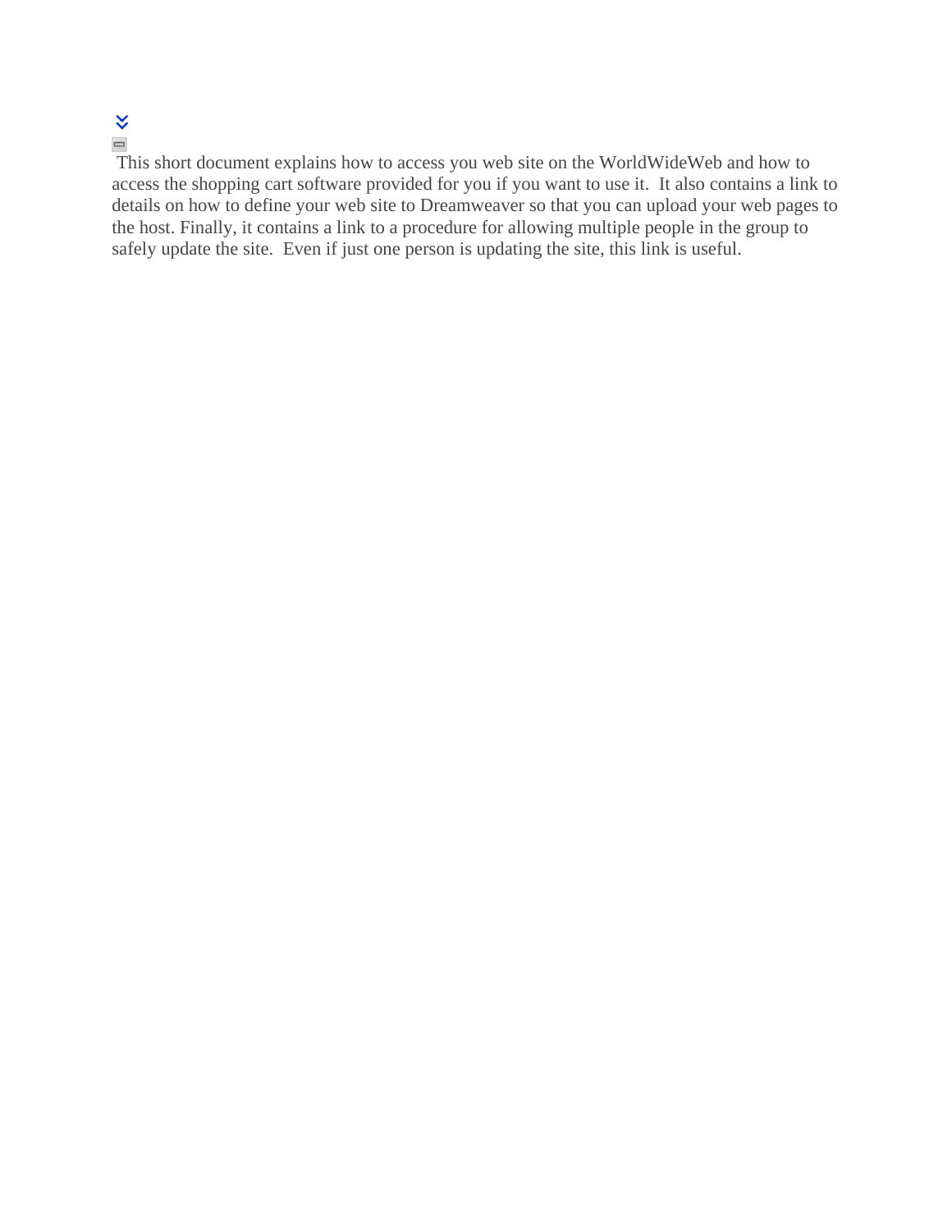This short document explains how to access you web site on the WorldWideWeb and how to access the shopping cart software provided for you if you want to use it.  It also contains a link to details on how to define your web site to Dreamweaver so that you can upload your web pages to the host. Finally, it contains a link to a procedure for allowing multiple people in the group to safely update the site.  Even if just one person is updating the site, this link is useful.